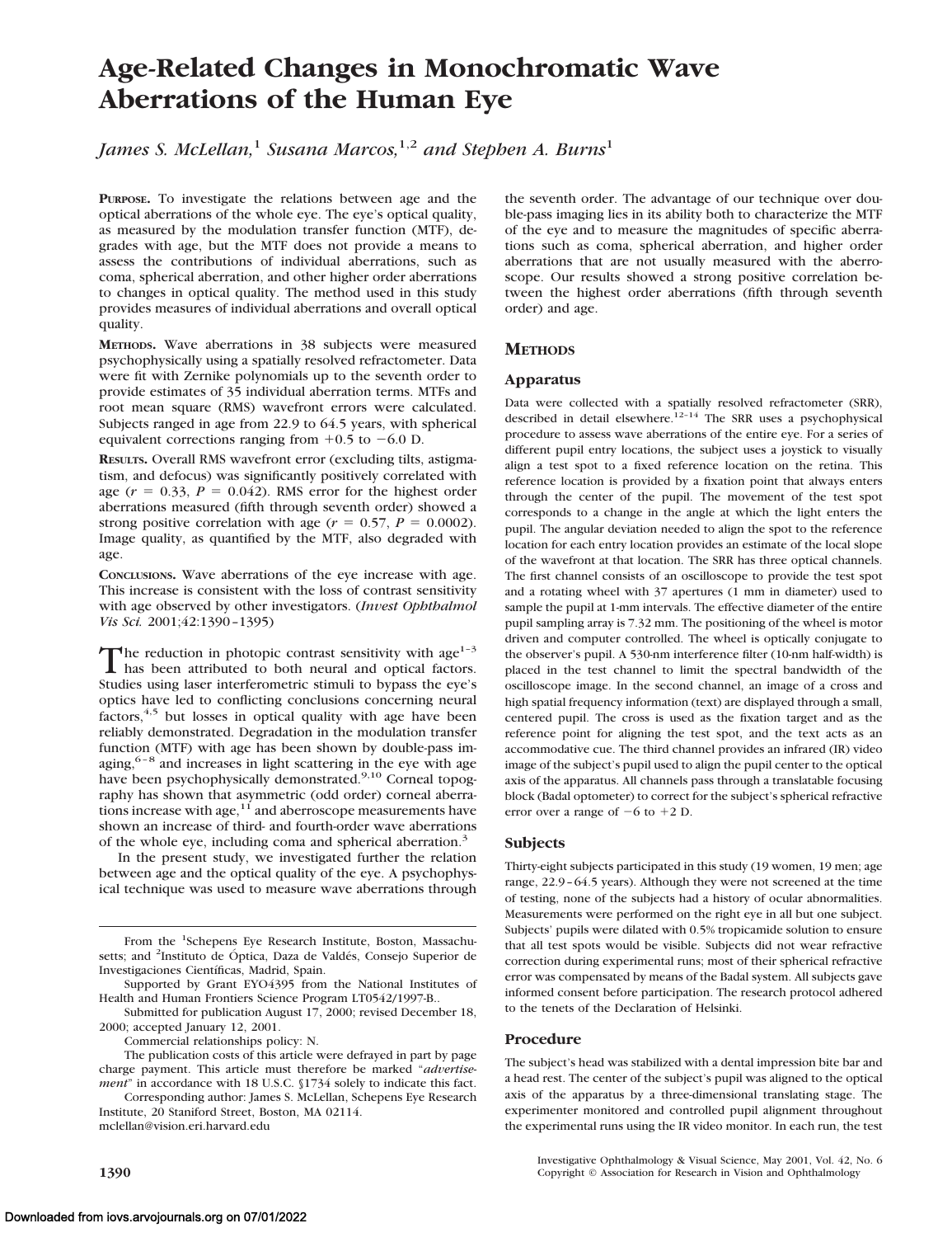# Age-Related Changes in Monochromatic Wave Aberrations of the Human Eye

*James S. McLellan,*[1] *Susana Marcos,*[1,2] *and Stephen A. Burns*[1]

**PURPOSE.** To investigate the relations between age and the optical aberrations of the whole eye. The eye's optical quality, as measured by the modulation transfer function (MTF), degrades with age, but the MTF does not provide a means to assess the contributions of individual aberrations, such as coma, spherical aberration, and other higher order aberrations to changes in optical quality. The method used in this study provides measures of individual aberrations and overall optical quality.

**METHODS.** Wave aberrations in 38 subjects were measured psychophysically using a spatially resolved refractometer. Data were fit with Zernike polynomials up to the seventh order to provide estimates of 35 individual aberration terms. MTFs and root mean square (RMS) wavefront errors were calculated. Subjects ranged in age from 22.9 to 64.5 years, with spherical equivalent corrections ranging from +0.5 to −6.0 D.

**RESULTS.** Overall RMS wavefront error (excluding tilts, astigmatism, and defocus) was significantly positively correlated with age ($r = 0.33$, $P = 0.042$). RMS error for the highest order aberrations measured (fifth through seventh order) showed a strong positive correlation with age ($r = 0.57$, $P = 0.0002$). Image quality, as quantified by the MTF, also degraded with age.

**CONCLUSIONS.** Wave aberrations of the eye increase with age. This increase is consistent with the loss of contrast sensitivity with age observed by other investigators. (*Invest Ophthalmol Vis Sci.* 2001;42:1390–1395)

The reduction in photopic contrast sensitivity with age[1–3] has been attributed to both neural and optical factors. Studies using laser interferometric stimuli to bypass the eye's optics have led to conflicting conclusions concerning neural factors,[4,5] but losses in optical quality with age have been reliably demonstrated. Degradation in the modulation transfer function (MTF) with age has been shown by double-pass imaging,[6–8] and increases in light scattering in the eye with age have been psychophysically demonstrated.[9,10] Corneal topography has shown that asymmetric (odd order) corneal aberrations increase with age,[11] and aberroscope measurements have shown an increase of third- and fourth-order wave aberrations of the whole eye, including coma and spherical aberration.[3]

In the present study, we investigated further the relation between age and the optical quality of the eye. A psychophysical technique was used to measure wave aberrations through the seventh order. The advantage of our technique over double-pass imaging lies in its ability both to characterize the MTF of the eye and to measure the magnitudes of specific aberrations such as coma, spherical aberration, and higher order aberrations that are not usually measured with the aberroscope. Our results showed a strong positive correlation between the highest order aberrations (fifth through seventh order) and age.

## METHODS

### Apparatus

Data were collected with a spatially resolved refractometer (SRR), described in detail elsewhere.[12–14] The SRR uses a psychophysical procedure to assess wave aberrations of the entire eye. For a series of different pupil entry locations, the subject uses a joystick to visually align a test spot to a fixed reference location on the retina. This reference location is provided by a fixation point that always enters through the center of the pupil. The movement of the test spot corresponds to a change in the angle at which the light enters the pupil. The angular deviation needed to align the spot to the reference location for each entry location provides an estimate of the local slope of the wavefront at that location. The SRR has three optical channels. The first channel consists of an oscilloscope to provide the test spot and a rotating wheel with 37 apertures (1 mm in diameter) used to sample the pupil at 1-mm intervals. The effective diameter of the entire pupil sampling array is 7.32 mm. The positioning of the wheel is motor driven and computer controlled. The wheel is optically conjugate to the observer's pupil. A 530-nm interference filter (10-nm half-width) is placed in the test channel to limit the spectral bandwidth of the oscilloscope image. In the second channel, an image of a cross and high spatial frequency information (text) are displayed through a small, centered pupil. The cross is used as the fixation target and as the reference point for aligning the test spot, and the text acts as an accommodative cue. The third channel provides an infrared (IR) video image of the subject's pupil used to align the pupil center to the optical axis of the apparatus. All channels pass through a translatable focusing block (Badal optometer) to correct for the subject's spherical refractive error over a range of −6 to +2 D.

### Subjects

Thirty-eight subjects participated in this study (19 women, 19 men; age range, 22.9–64.5 years). Although they were not screened at the time of testing, none of the subjects had a history of ocular abnormalities. Measurements were performed on the right eye in all but one subject. Subjects' pupils were dilated with 0.5% tropicamide solution to ensure that all test spots would be visible. Subjects did not wear refractive correction during experimental runs; most of their spherical refractive error was compensated by means of the Badal system. All subjects gave informed consent before participation. The research protocol adhered to the tenets of the Declaration of Helsinki.

### Procedure

The subject's head was stabilized with a dental impression bite bar and a head rest. The center of the subject's pupil was aligned to the optical axis of the apparatus by a three-dimensional translating stage. The experimenter monitored and controlled pupil alignment throughout the experimental runs using the IR video monitor. In each run, the test

---

From the [1]Schepens Eye Research Institute, Boston, Massachusetts; and [2]Instituto de Óptica, Daza de Valdés, Consejo Superior de Investigaciones Científicas, Madrid, Spain.

Supported by Grant EYO4395 from the National Institutes of Health and Human Frontiers Science Program LT0542/1997-B..

Submitted for publication August 17, 2000; revised December 18, 2000; accepted January 12, 2001.

Commercial relationships policy: N.

The publication costs of this article were defrayed in part by page charge payment. This article must therefore be marked "*advertisement*" in accordance with 18 U.S.C. §1734 solely to indicate this fact.

Corresponding author: James S. McLellan, Schepens Eye Research Institute, 20 Staniford Street, Boston, MA 02114. mclellan@vision.eri.harvard.edu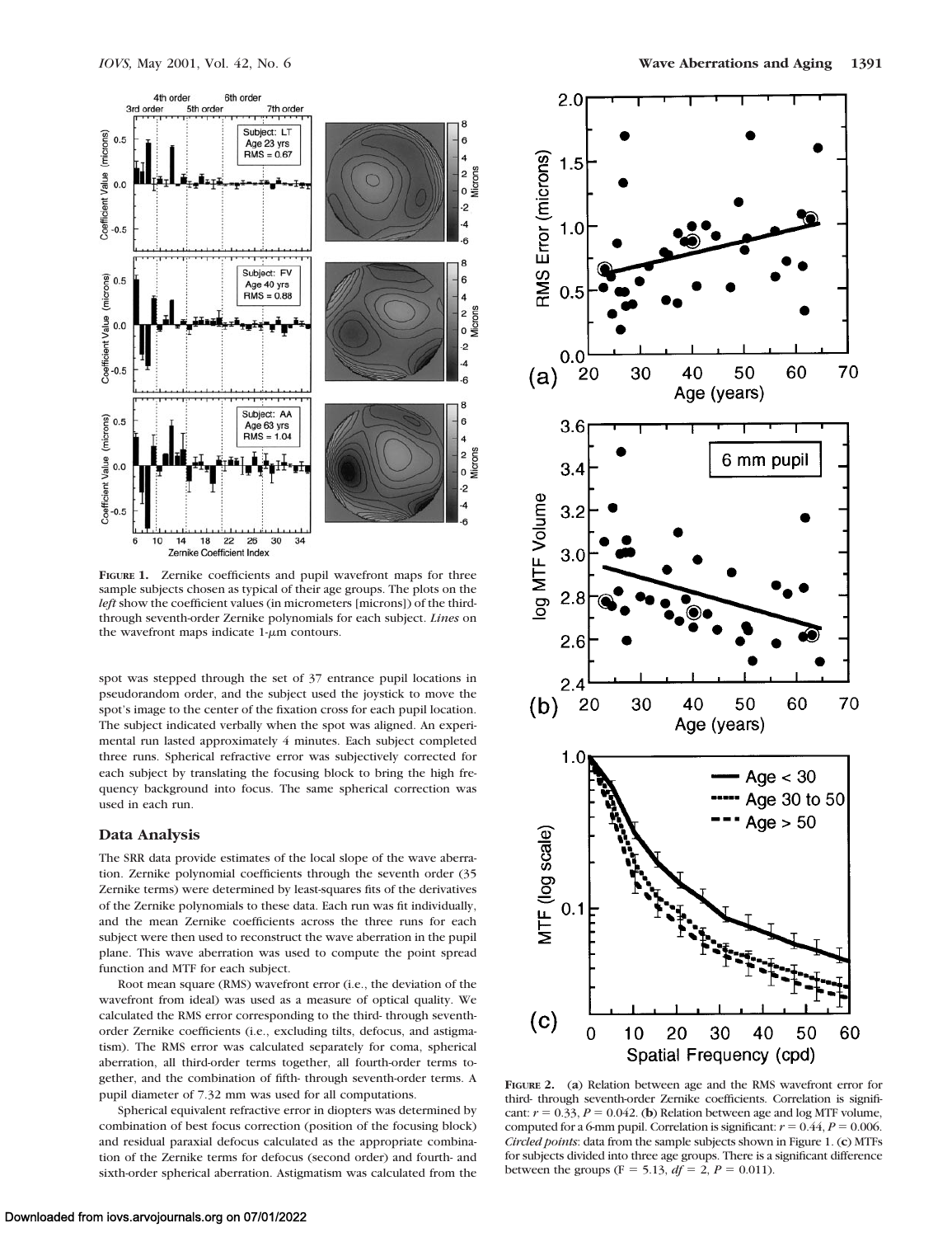**Figure 1.** Zernike coefficients and pupil wavefront maps for three sample subjects chosen as typical of their age groups. The plots on the *left* show the coefficient values (in micrometers [microns]) of the third-through seventh-order Zernike polynomials for each subject. *Lines* on the wavefront maps indicate 1-$\mu$m contours.

spot was stepped through the set of 37 entrance pupil locations in pseudorandom order, and the subject used the joystick to move the spot's image to the center of the fixation cross for each pupil location. The subject indicated verbally when the spot was aligned. An experimental run lasted approximately 4 minutes. Each subject completed three runs. Spherical refractive error was subjectively corrected for each subject by translating the focusing block to bring the high frequency background into focus. The same spherical correction was used in each run.

## Data Analysis

The SRR data provide estimates of the local slope of the wave aberration. Zernike polynomial coefficients through the seventh order (35 Zernike terms) were determined by least-squares fits of the derivatives of the Zernike polynomials to these data. Each run was fit individually, and the mean Zernike coefficients across the three runs for each subject were then used to reconstruct the wave aberration in the pupil plane. This wave aberration was used to compute the point spread function and MTF for each subject.

Root mean square (RMS) wavefront error (i.e., the deviation of the wavefront from ideal) was used as a measure of optical quality. We calculated the RMS error corresponding to the third- through seventh-order Zernike coefficients (i.e., excluding tilts, defocus, and astigmatism). The RMS error was calculated separately for coma, spherical aberration, all third-order terms together, all fourth-order terms together, and the combination of fifth- through seventh-order terms. A pupil diameter of 7.32 mm was used for all computations.

Spherical equivalent refractive error in diopters was determined by combination of best focus correction (position of the focusing block) and residual paraxial defocus calculated as the appropriate combination of the Zernike terms for defocus (second order) and fourth- and sixth-order spherical aberration. Astigmatism was calculated from the

**Figure 2.** (**a**) Relation between age and the RMS wavefront error for third- through seventh-order Zernike coefficients. Correlation is significant: $r = 0.33$, $P = 0.042$. (**b**) Relation between age and log MTF volume, computed for a 6-mm pupil. Correlation is significant: $r = 0.44$, $P = 0.006$. *Circled points*: data from the sample subjects shown in Figure 1. (**c**) MTFs for subjects divided into three age groups. There is a significant difference between the groups ($F = 5.13$, $df = 2$, $P = 0.011$).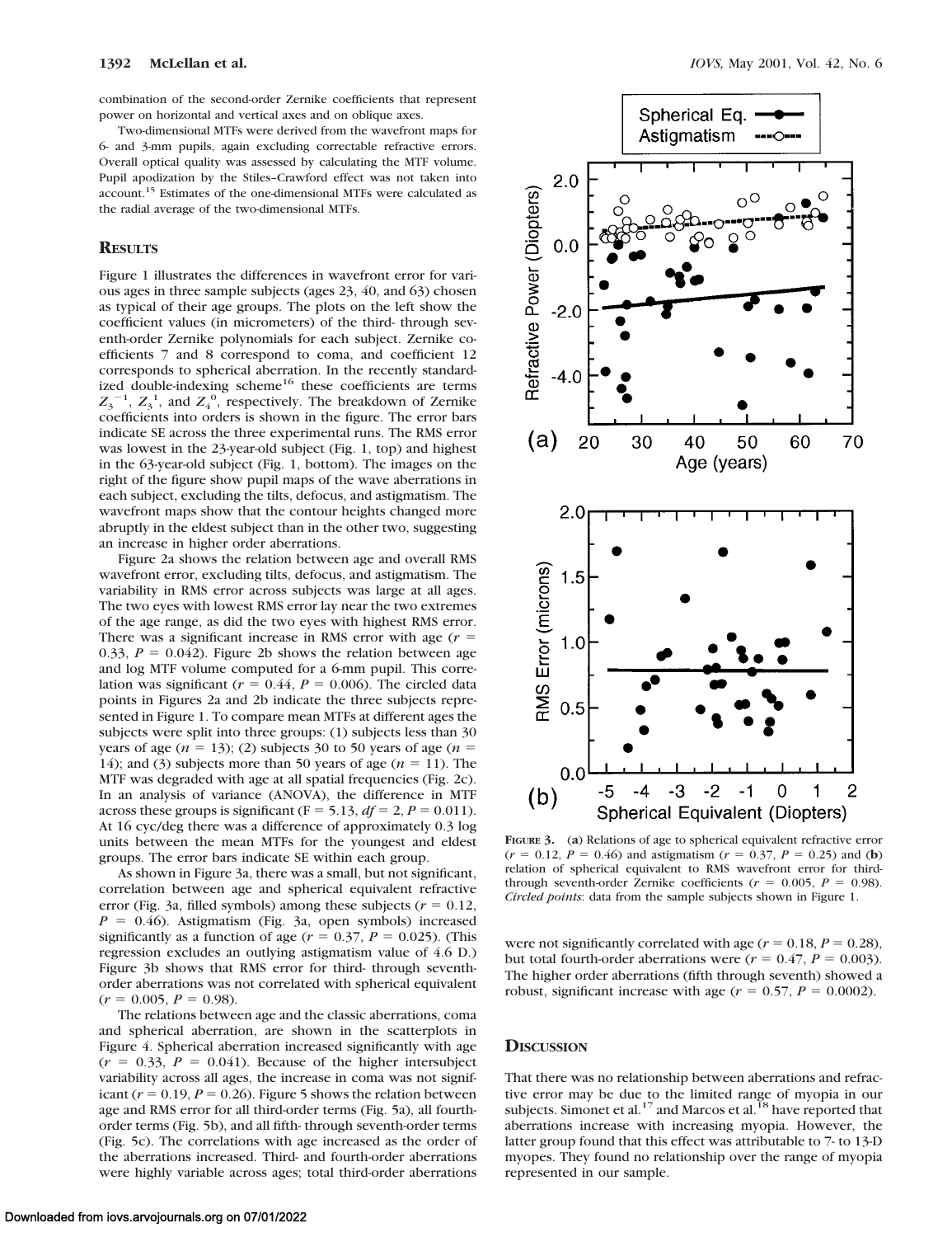combination of the second-order Zernike coefficients that represent power on horizontal and vertical axes and on oblique axes.

Two-dimensional MTFs were derived from the wavefront maps for 6- and 3-mm pupils, again excluding correctable refractive errors. Overall optical quality was assessed by calculating the MTF volume. Pupil apodization by the Stiles–Crawford effect was not taken into account.[15] Estimates of the one-dimensional MTFs were calculated as the radial average of the two-dimensional MTFs.

## Results

Figure 1 illustrates the differences in wavefront error for various ages in three sample subjects (ages 23, 40, and 63) chosen as typical of their age groups. The plots on the left show the coefficient values (in micrometers) of the third- through seventh-order Zernike polynomials for each subject. Zernike coefficients 7 and 8 correspond to coma, and coefficient 12 corresponds to spherical aberration. In the recently standardized double-indexing scheme[16] these coefficients are terms $Z_3^{-1}$, $Z_3^{1}$, and $Z_4^{0}$, respectively. The breakdown of Zernike coefficients into orders is shown in the figure. The error bars indicate SE across the three experimental runs. The RMS error was lowest in the 23-year-old subject (Fig. 1, top) and highest in the 63-year-old subject (Fig. 1, bottom). The images on the right of the figure show pupil maps of the wave aberrations in each subject, excluding the tilts, defocus, and astigmatism. The wavefront maps show that the contour heights changed more abruptly in the eldest subject than in the other two, suggesting an increase in higher order aberrations.

Figure 2a shows the relation between age and overall RMS wavefront error, excluding tilts, defocus, and astigmatism. The variability in RMS error across subjects was large at all ages. The two eyes with lowest RMS error lay near the two extremes of the age range, as did the two eyes with highest RMS error. There was a significant increase in RMS error with age ($r = 0.33$, $P = 0.042$). Figure 2b shows the relation between age and log MTF volume computed for a 6-mm pupil. This correlation was significant ($r = 0.44$, $P = 0.006$). The circled data points in Figures 2a and 2b indicate the three subjects represented in Figure 1. To compare mean MTFs at different ages the subjects were split into three groups: (1) subjects less than 30 years of age ($n = 13$); (2) subjects 30 to 50 years of age ($n = 14$); and (3) subjects more than 50 years of age ($n = 11$). The MTF was degraded with age at all spatial frequencies (Fig. 2c). In an analysis of variance (ANOVA), the difference in MTF across these groups is significant ($F = 5.13$, $df = 2$, $P = 0.011$). At 16 cyc/deg there was a difference of approximately 0.3 log units between the mean MTFs for the youngest and eldest groups. The error bars indicate SE within each group.

As shown in Figure 3a, there was a small, but not significant, correlation between age and spherical equivalent refractive error (Fig. 3a, filled symbols) among these subjects ($r = 0.12$, $P = 0.46$). Astigmatism (Fig. 3a, open symbols) increased significantly as a function of age ($r = 0.37$, $P = 0.025$). (This regression excludes an outlying astigmatism value of 4.6 D.) Figure 3b shows that RMS error for third- through seventh-order aberrations was not correlated with spherical equivalent ($r = 0.005$, $P = 0.98$).

The relations between age and the classic aberrations, coma and spherical aberration, are shown in the scatterplots in Figure 4. Spherical aberration increased significantly with age ($r = 0.33$, $P = 0.041$). Because of the higher intersubject variability across all ages, the increase in coma was not significant ($r = 0.19$, $P = 0.26$). Figure 5 shows the relation between age and RMS error for all third-order terms (Fig. 5a), all fourth-order terms (Fig. 5b), and all fifth- through seventh-order terms (Fig. 5c). The correlations with age increased as the order of the aberrations increased. Third- and fourth-order aberrations were highly variable across ages; total third-order aberrations were not significantly correlated with age ($r = 0.18$, $P = 0.28$), but total fourth-order aberrations were ($r = 0.47$, $P = 0.003$). The higher order aberrations (fifth through seventh) showed a robust, significant increase with age ($r = 0.57$, $P = 0.0002$).

**Figure 3.** (**a**) Relations of age to spherical equivalent refractive error ($r = 0.12$, $P = 0.46$) and astigmatism ($r = 0.37$, $P = 0.25$) and (**b**) relation of spherical equivalent to RMS wavefront error for third- through seventh-order Zernike coefficients ($r = 0.005$, $P = 0.98$). *Circled points*: data from the sample subjects shown in Figure 1.

## Discussion

That there was no relationship between aberrations and refractive error may be due to the limited range of myopia in our subjects. Simonet et al.[17] and Marcos et al.[18] have reported that aberrations increase with increasing myopia. However, the latter group found that this effect was attributable to 7- to 13-D myopes. They found no relationship over the range of myopia represented in our sample.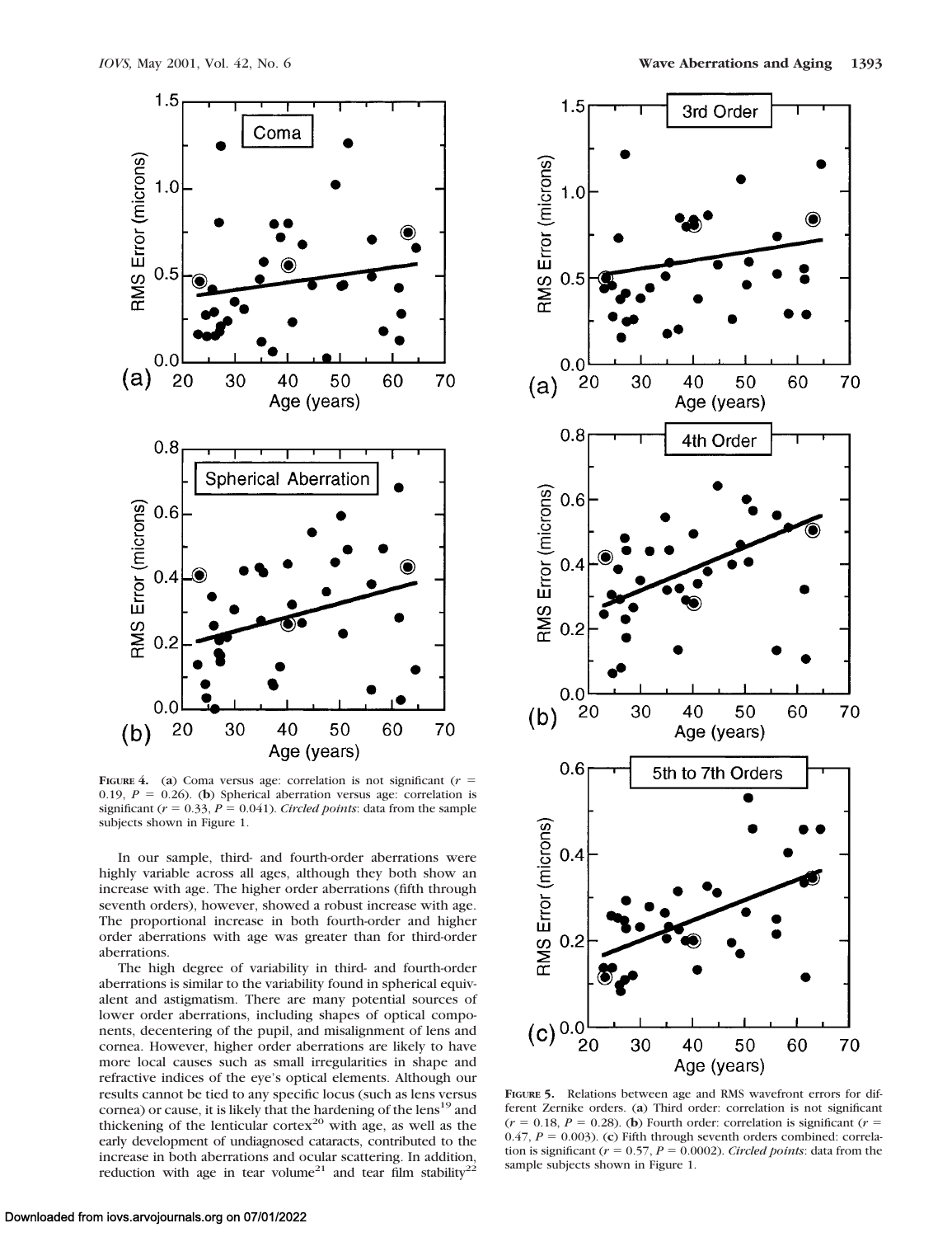**FIGURE 4.** (**a**) Coma versus age: correlation is not significant ($r = 0.19$, $P = 0.26$). (**b**) Spherical aberration versus age: correlation is significant ($r = 0.33$, $P = 0.041$). *Circled points*: data from the sample subjects shown in Figure 1.

In our sample, third- and fourth-order aberrations were highly variable across all ages, although they both show an increase with age. The higher order aberrations (fifth through seventh orders), however, showed a robust increase with age. The proportional increase in both fourth-order and higher order aberrations with age was greater than for third-order aberrations.

The high degree of variability in third- and fourth-order aberrations is similar to the variability found in spherical equivalent and astigmatism. There are many potential sources of lower order aberrations, including shapes of optical components, decentering of the pupil, and misalignment of lens and cornea. However, higher order aberrations are likely to have more local causes such as small irregularities in shape and refractive indices of the eye's optical elements. Although our results cannot be tied to any specific locus (such as lens versus cornea) or cause, it is likely that the hardening of the lens[19] and thickening of the lenticular cortex[20] with age, as well as the early development of undiagnosed cataracts, contributed to the increase in both aberrations and ocular scattering. In addition, reduction with age in tear volume[21] and tear film stability[22]

**FIGURE 5.** Relations between age and RMS wavefront errors for different Zernike orders. (**a**) Third order: correlation is not significant ($r = 0.18$, $P = 0.28$). (**b**) Fourth order: correlation is significant ($r = 0.47$, $P = 0.003$). (**c**) Fifth through seventh orders combined: correlation is significant ($r = 0.57$, $P = 0.0002$). *Circled points*: data from the sample subjects shown in Figure 1.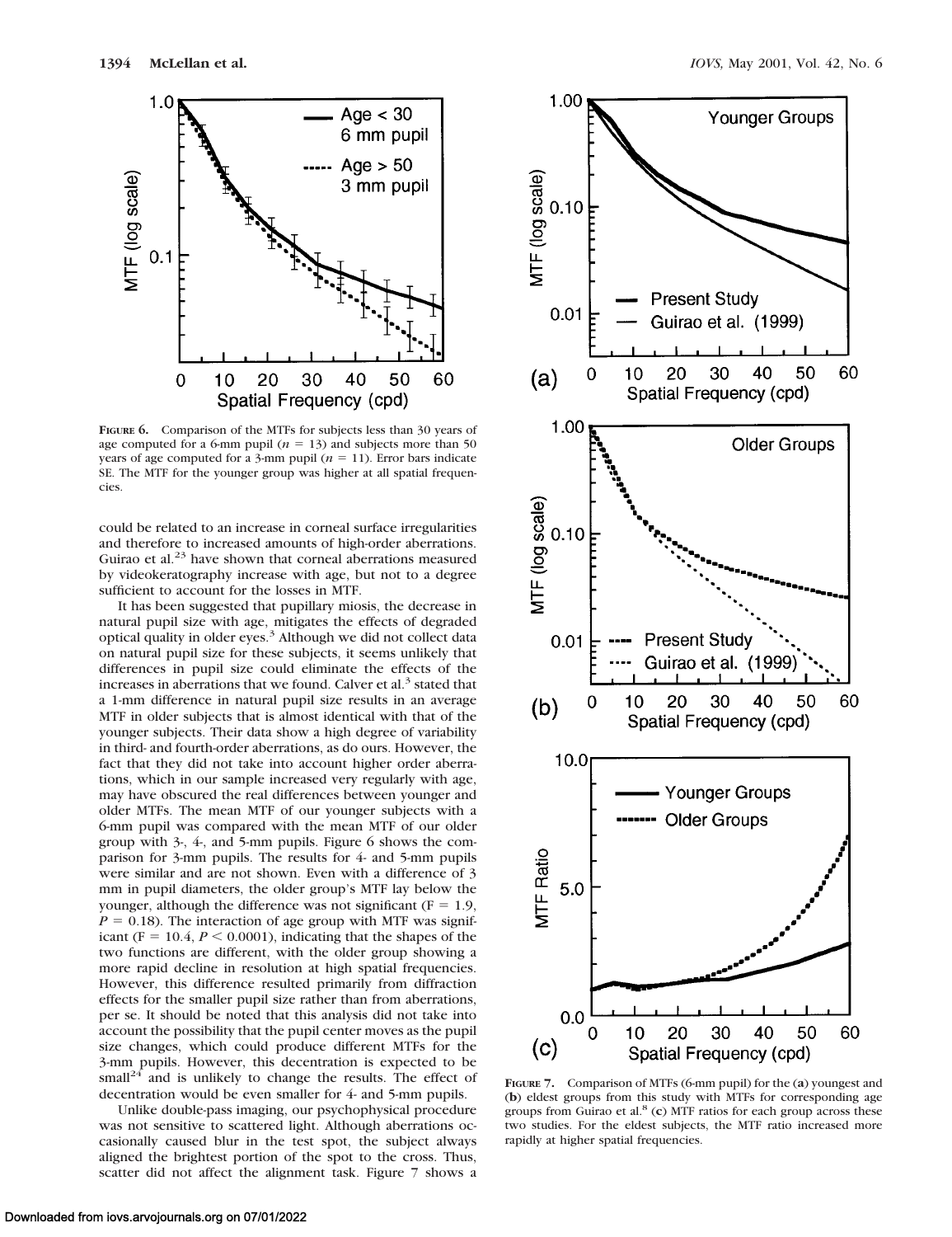**FIGURE 6.** Comparison of the MTFs for subjects less than 30 years of age computed for a 6-mm pupil ($n = 13$) and subjects more than 50 years of age computed for a 3-mm pupil ($n = 11$). Error bars indicate SE. The MTF for the younger group was higher at all spatial frequencies.

could be related to an increase in corneal surface irregularities and therefore to increased amounts of high-order aberrations. Guirao et al.[23] have shown that corneal aberrations measured by videokeratography increase with age, but not to a degree sufficient to account for the losses in MTF.

It has been suggested that pupillary miosis, the decrease in natural pupil size with age, mitigates the effects of degraded optical quality in older eyes.[3] Although we did not collect data on natural pupil size for these subjects, it seems unlikely that differences in pupil size could eliminate the effects of the increases in aberrations that we found. Calver et al.[3] stated that a 1-mm difference in natural pupil size results in an average MTF in older subjects that is almost identical with that of the younger subjects. Their data show a high degree of variability in third- and fourth-order aberrations, as do ours. However, the fact that they did not take into account higher order aberrations, which in our sample increased very regularly with age, may have obscured the real differences between younger and older MTFs. The mean MTF of our younger subjects with a 6-mm pupil was compared with the mean MTF of our older group with 3-, 4-, and 5-mm pupils. Figure 6 shows the comparison for 3-mm pupils. The results for 4- and 5-mm pupils were similar and are not shown. Even with a difference of 3 mm in pupil diameters, the older group's MTF lay below the younger, although the difference was not significant ($F = 1.9$, $P = 0.18$). The interaction of age group with MTF was significant ($F = 10.4$, $P < 0.0001$), indicating that the shapes of the two functions are different, with the older group showing a more rapid decline in resolution at high spatial frequencies. However, this difference resulted primarily from diffraction effects for the smaller pupil size rather than from aberrations, per se. It should be noted that this analysis did not take into account the possibility that the pupil center moves as the pupil size changes, which could produce different MTFs for the 3-mm pupils. However, this decentration is expected to be small[24] and is unlikely to change the results. The effect of decentration would be even smaller for 4- and 5-mm pupils.

Unlike double-pass imaging, our psychophysical procedure was not sensitive to scattered light. Although aberrations occasionally caused blur in the test spot, the subject always aligned the brightest portion of the spot to the cross. Thus, scatter did not affect the alignment task. Figure 7 shows a

**FIGURE 7.** Comparison of MTFs (6-mm pupil) for the (**a**) youngest and (**b**) eldest groups from this study with MTFs for corresponding age groups from Guirao et al.[8] (**c**) MTF ratios for each group across these two studies. For the eldest subjects, the MTF ratio increased more rapidly at higher spatial frequencies.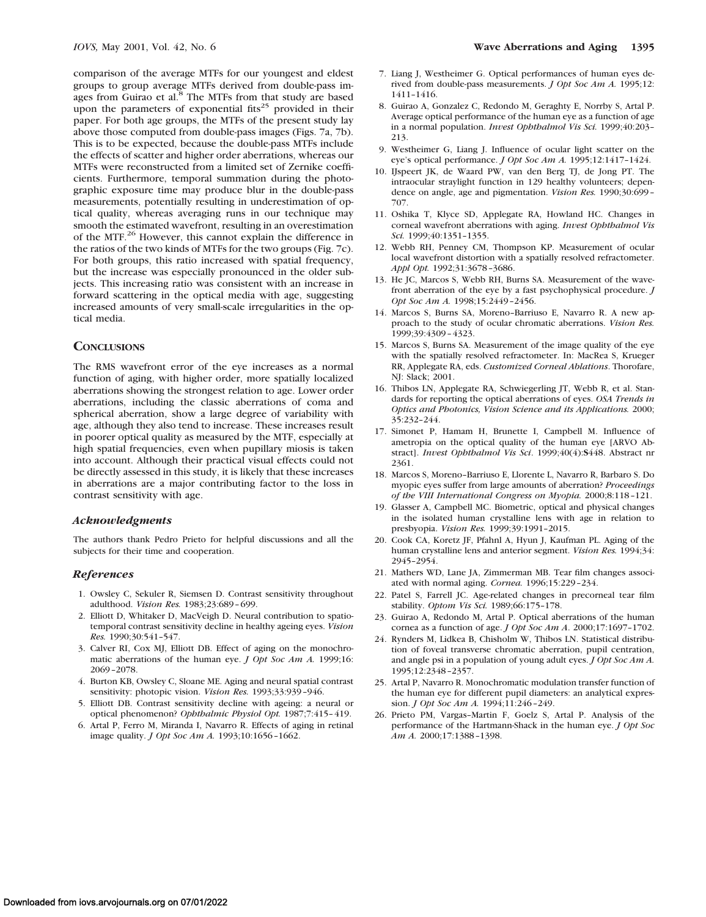comparison of the average MTFs for our youngest and eldest groups to group average MTFs derived from double-pass images from Guirao et al.[8] The MTFs from that study are based upon the parameters of exponential fits[25] provided in their paper. For both age groups, the MTFs of the present study lay above those computed from double-pass images (Figs. 7a, 7b). This is to be expected, because the double-pass MTFs include the effects of scatter and higher order aberrations, whereas our MTFs were reconstructed from a limited set of Zernike coefficients. Furthermore, temporal summation during the photographic exposure time may produce blur in the double-pass measurements, potentially resulting in underestimation of optical quality, whereas averaging runs in our technique may smooth the estimated wavefront, resulting in an overestimation of the MTF.[26] However, this cannot explain the difference in the ratios of the two kinds of MTFs for the two groups (Fig. 7c). For both groups, this ratio increased with spatial frequency, but the increase was especially pronounced in the older subjects. This increasing ratio was consistent with an increase in forward scattering in the optical media with age, suggesting increased amounts of very small-scale irregularities in the optical media.

## Conclusions

The RMS wavefront error of the eye increases as a normal function of aging, with higher order, more spatially localized aberrations showing the strongest relation to age. Lower order aberrations, including the classic aberrations of coma and spherical aberration, show a large degree of variability with age, although they also tend to increase. These increases result in poorer optical quality as measured by the MTF, especially at high spatial frequencies, even when pupillary miosis is taken into account. Although their practical visual effects could not be directly assessed in this study, it is likely that these increases in aberrations are a major contributing factor to the loss in contrast sensitivity with age.

### Acknowledgments

The authors thank Pedro Prieto for helpful discussions and all the subjects for their time and cooperation.

### References

1. Owsley C, Sekuler R, Siemsen D. Contrast sensitivity throughout adulthood. *Vision Res.* 1983;23:689–699.
2. Elliott D, Whitaker D, MacVeigh D. Neural contribution to spatiotemporal contrast sensitivity decline in healthy ageing eyes. *Vision Res.* 1990;30:541–547.
3. Calver RI, Cox MJ, Elliott DB. Effect of aging on the monochromatic aberrations of the human eye. *J Opt Soc Am A.* 1999;16:2069–2078.
4. Burton KB, Owsley C, Sloane ME. Aging and neural spatial contrast sensitivity: photopic vision. *Vision Res.* 1993;33:939–946.
5. Elliott DB. Contrast sensitivity decline with ageing: a neural or optical phenomenon? *Ophthalmic Physiol Opt.* 1987;7:415–419.
6. Artal P, Ferro M, Miranda I, Navarro R. Effects of aging in retinal image quality. *J Opt Soc Am A.* 1993;10:1656–1662.
7. Liang J, Westheimer G. Optical performances of human eyes derived from double-pass measurements. *J Opt Soc Am A.* 1995;12:1411–1416.
8. Guirao A, Gonzalez C, Redondo M, Geraghty E, Norrby S, Artal P. Average optical performance of the human eye as a function of age in a normal population. *Invest Ophthalmol Vis Sci.* 1999;40:203–213.
9. Westheimer G, Liang J. Influence of ocular light scatter on the eye's optical performance. *J Opt Soc Am A.* 1995;12:1417–1424.
10. IJspeert JK, de Waard PW, van den Berg TJ, de Jong PT. The intraocular straylight function in 129 healthy volunteers; dependence on angle, age and pigmentation. *Vision Res.* 1990;30:699–707.
11. Oshika T, Klyce SD, Applegate RA, Howland HC. Changes in corneal wavefront aberrations with aging. *Invest Ophthalmol Vis Sci.* 1999;40:1351–1355.
12. Webb RH, Penney CM, Thompson KP. Measurement of ocular local wavefront distortion with a spatially resolved refractometer. *Appl Opt.* 1992;31:3678–3686.
13. He JC, Marcos S, Webb RH, Burns SA. Measurement of the wavefront aberration of the eye by a fast psychophysical procedure. *J Opt Soc Am A.* 1998;15:2449–2456.
14. Marcos S, Burns SA, Moreno–Barriuso E, Navarro R. A new approach to the study of ocular chromatic aberrations. *Vision Res.* 1999;39:4309–4323.
15. Marcos S, Burns SA. Measurement of the image quality of the eye with the spatially resolved refractometer. In: MacRea S, Krueger RR, Applegate RA, eds. *Customized Corneal Ablations*. Thorofare, NJ: Slack; 2001.
16. Thibos LN, Applegate RA, Schwiegerling JT, Webb R, et al. Standards for reporting the optical aberrations of eyes. *OSA Trends in Optics and Photonics, Vision Science and its Applications.* 2000;35:232–244.
17. Simonet P, Hamam H, Brunette I, Campbell M. Influence of ametropia on the optical quality of the human eye [ARVO Abstract]. *Invest Ophthalmol Vis Sci*. 1999;40(4):S448. Abstract nr 2361.
18. Marcos S, Moreno–Barriuso E, Llorente L, Navarro R, Barbaro S. Do myopic eyes suffer from large amounts of aberration? *Proceedings of the VIII International Congress on Myopia.* 2000;8:118–121.
19. Glasser A, Campbell MC. Biometric, optical and physical changes in the isolated human crystalline lens with age in relation to presbyopia. *Vision Res.* 1999;39:1991–2015.
20. Cook CA, Koretz JF, Pfahnl A, Hyun J, Kaufman PL. Aging of the human crystalline lens and anterior segment. *Vision Res.* 1994;34:2945–2954.
21. Mathers WD, Lane JA, Zimmerman MB. Tear film changes associated with normal aging. *Cornea.* 1996;15:229–234.
22. Patel S, Farrell JC. Age-related changes in precorneal tear film stability. *Optom Vis Sci.* 1989;66:175–178.
23. Guirao A, Redondo M, Artal P. Optical aberrations of the human cornea as a function of age. *J Opt Soc Am A.* 2000;17:1697–1702.
24. Rynders M, Lidkea B, Chisholm W, Thibos LN. Statistical distribution of foveal transverse chromatic aberration, pupil centration, and angle psi in a population of young adult eyes. *J Opt Soc Am A.* 1995;12:2348–2357.
25. Artal P, Navarro R. Monochromatic modulation transfer function of the human eye for different pupil diameters: an analytical expression. *J Opt Soc Am A.* 1994;11:246–249.
26. Prieto PM, Vargas–Martin F, Goelz S, Artal P. Analysis of the performance of the Hartmann-Shack in the human eye. *J Opt Soc Am A.* 2000;17:1388–1398.